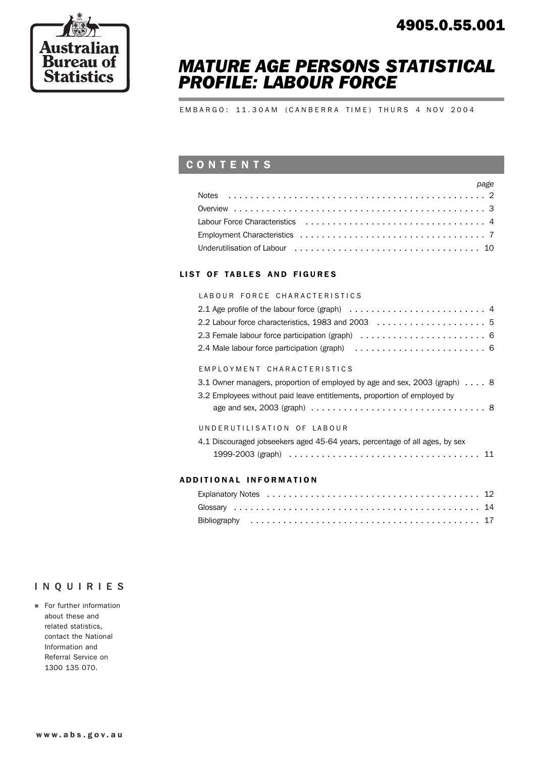Australian Bureau of Statistics

4905.0.55.001

# MATURE AGE PERSONS STATISTICAL PROFILE: LABOUR FORCE

EMBARGO: 11.30AM (CANBERRA TIME) THURS 4 NOV 2004

## CONTENTS

| | page |
|---|---|
| Notes | 2 |
| Overview | 3 |
| Labour Force Characteristics | 4 |
| Employment Characteristics | 7 |
| Underutilisation of Labour | 10 |

### LIST OF TABLES AND FIGURES

LABOUR FORCE CHARACTERISTICS

| | |
|---|---|
| 2.1 Age profile of the labour force (graph) | 4 |
| 2.2 Labour force characteristics, 1983 and 2003 | 5 |
| 2.3 Female labour force participation (graph) | 6 |
| 2.4 Male labour force participation (graph) | 6 |

EMPLOYMENT CHARACTERISTICS

| | |
|---|---|
| 3.1 Owner managers, proportion of employed by age and sex, 2003 (graph) | 8 |
| 3.2 Employees without paid leave entitlements, proportion of employed by age and sex, 2003 (graph) | 8 |

UNDERUTILISATION OF LABOUR

| | |
|---|---|
| 4.1 Discouraged jobseekers aged 45-64 years, percentage of all ages, by sex 1999-2003 (graph) | 11 |

### ADDITIONAL INFORMATION

| | |
|---|---|
| Explanatory Notes | 12 |
| Glossary | 14 |
| Bibliography | 17 |

## INQUIRIES

- For further information about these and related statistics, contact the National Information and Referral Service on 1300 135 070.

www.abs.gov.au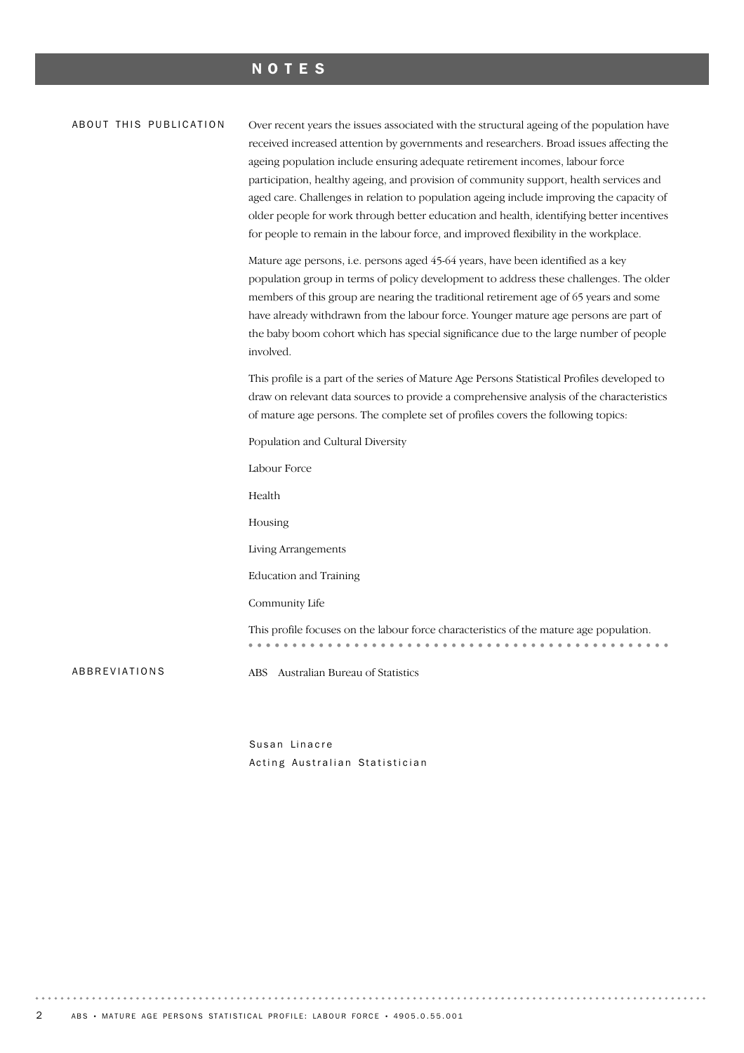# NOTES

## ABOUT THIS PUBLICATION

Over recent years the issues associated with the structural ageing of the population have received increased attention by governments and researchers. Broad issues affecting the ageing population include ensuring adequate retirement incomes, labour force participation, healthy ageing, and provision of community support, health services and aged care. Challenges in relation to population ageing include improving the capacity of older people for work through better education and health, identifying better incentives for people to remain in the labour force, and improved flexibility in the workplace.

Mature age persons, i.e. persons aged 45-64 years, have been identified as a key population group in terms of policy development to address these challenges. The older members of this group are nearing the traditional retirement age of 65 years and some have already withdrawn from the labour force. Younger mature age persons are part of the baby boom cohort which has special significance due to the large number of people involved.

This profile is a part of the series of Mature Age Persons Statistical Profiles developed to draw on relevant data sources to provide a comprehensive analysis of the characteristics of mature age persons. The complete set of profiles covers the following topics:

Population and Cultural Diversity

Labour Force

Health

Housing

Living Arrangements

Education and Training

Community Life

This profile focuses on the labour force characteristics of the mature age population.

## ABBREVIATIONS

ABS Australian Bureau of Statistics

Susan Linacre
Acting Australian Statistician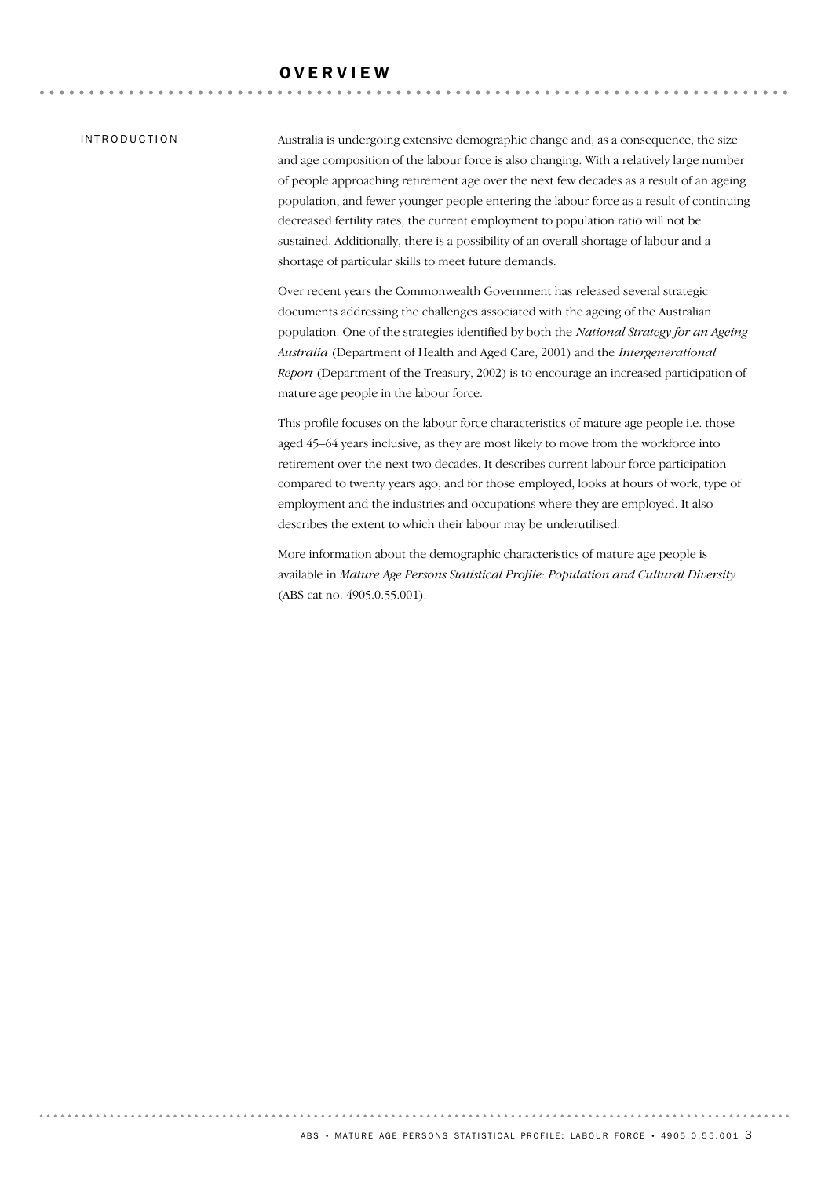# OVERVIEW

## INTRODUCTION

Australia is undergoing extensive demographic change and, as a consequence, the size and age composition of the labour force is also changing. With a relatively large number of people approaching retirement age over the next few decades as a result of an ageing population, and fewer younger people entering the labour force as a result of continuing decreased fertility rates, the current employment to population ratio will not be sustained. Additionally, there is a possibility of an overall shortage of labour and a shortage of particular skills to meet future demands.

Over recent years the Commonwealth Government has released several strategic documents addressing the challenges associated with the ageing of the Australian population. One of the strategies identified by both the *National Strategy for an Ageing Australia* (Department of Health and Aged Care, 2001) and the *Intergenerational Report* (Department of the Treasury, 2002) is to encourage an increased participation of mature age people in the labour force.

This profile focuses on the labour force characteristics of mature age people i.e. those aged 45–64 years inclusive, as they are most likely to move from the workforce into retirement over the next two decades. It describes current labour force participation compared to twenty years ago, and for those employed, looks at hours of work, type of employment and the industries and occupations where they are employed. It also describes the extent to which their labour may be underutilised.

More information about the demographic characteristics of mature age people is available in *Mature Age Persons Statistical Profile: Population and Cultural Diversity* (ABS cat no. 4905.0.55.001).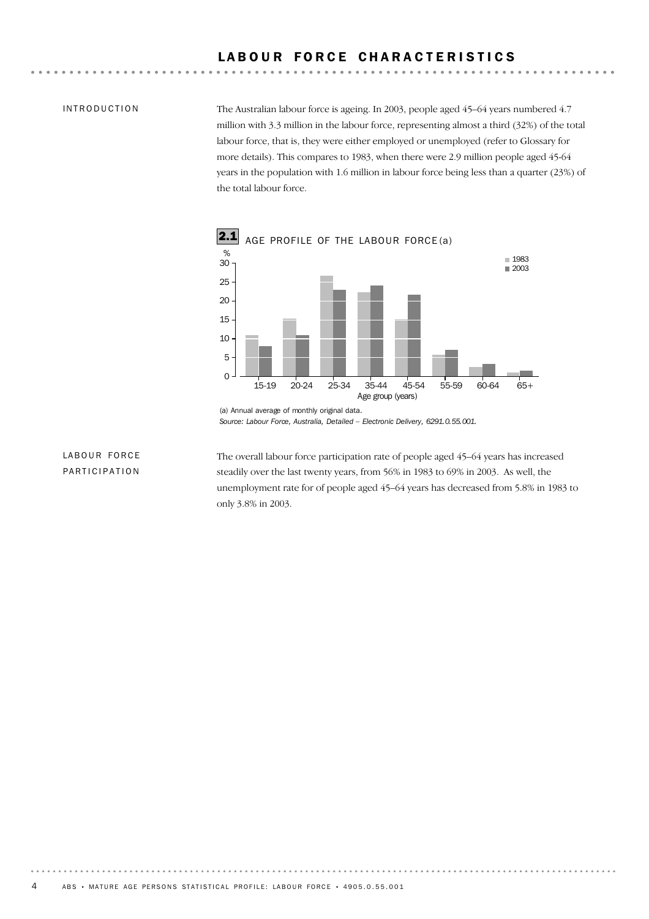# LABOUR FORCE CHARACTERISTICS

## INTRODUCTION

The Australian labour force is ageing. In 2003, people aged 45–64 years numbered 4.7 million with 3.3 million in the labour force, representing almost a third (32%) of the total labour force, that is, they were either employed or unemployed (refer to Glossary for more details). This compares to 1983, when there were 2.9 million people aged 45-64 years in the population with 1.6 million in labour force being less than a quarter (23%) of the total labour force.

**2.1 AGE PROFILE OF THE LABOUR FORCE(a)**

(a) Annual average of monthly original data.
*Source: Labour Force, Australia, Detailed – Electronic Delivery, 6291.0.55.001.*

## LABOUR FORCE PARTICIPATION

The overall labour force participation rate of people aged 45–64 years has increased steadily over the last twenty years, from 56% in 1983 to 69% in 2003. As well, the unemployment rate for of people aged 45–64 years has decreased from 5.8% in 1983 to only 3.8% in 2003.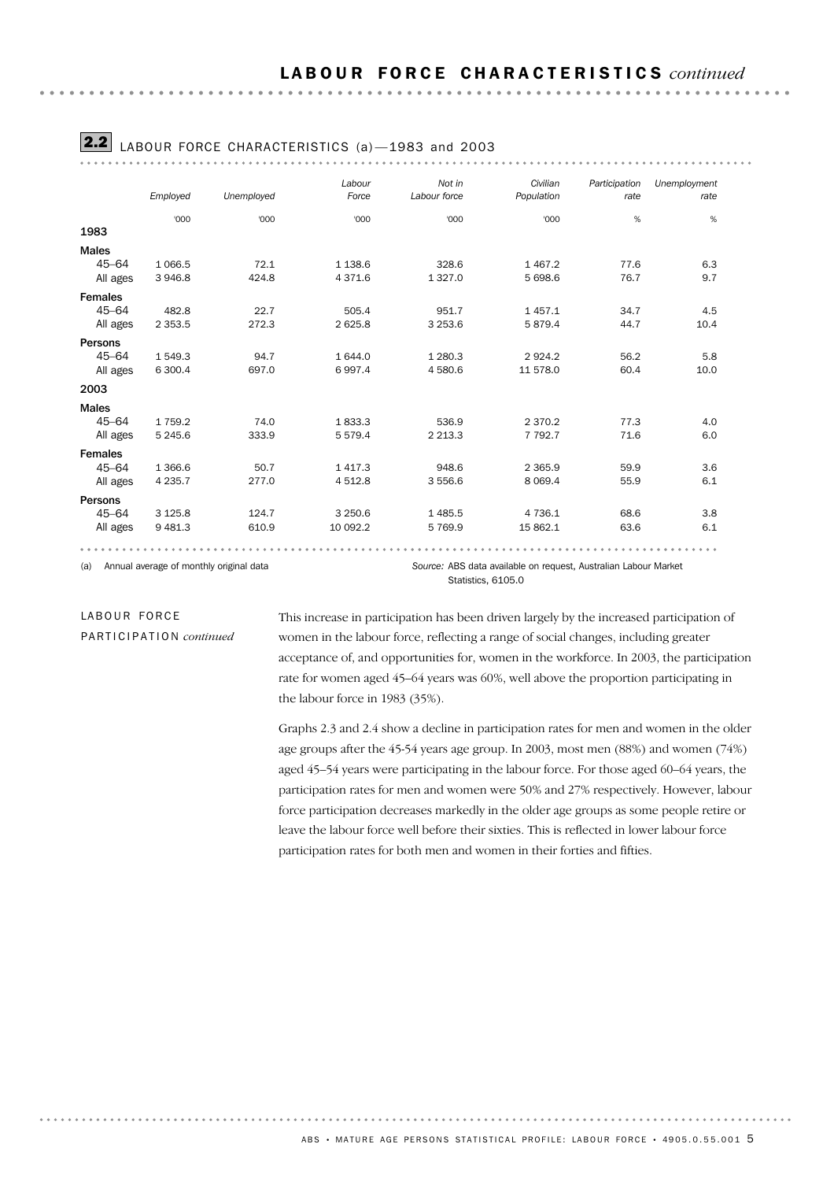## LABOUR FORCE CHARACTERISTICS *continued*

### 2.2 LABOUR FORCE CHARACTERISTICS (a)—1983 and 2003

| | Employed | Unemployed | Labour Force | Not in Labour force | Civilian Population | Participation rate | Unemployment rate |
|---|---|---|---|---|---|---|---|
| | '000 | '000 | '000 | '000 | '000 | % | % |
| **1983** | | | | | | | |
| **Males** | | | | | | | |
| 45–64 | 1 066.5 | 72.1 | 1 138.6 | 328.6 | 1 467.2 | 77.6 | 6.3 |
| All ages | 3 946.8 | 424.8 | 4 371.6 | 1 327.0 | 5 698.6 | 76.7 | 9.7 |
| **Females** | | | | | | | |
| 45–64 | 482.8 | 22.7 | 505.4 | 951.7 | 1 457.1 | 34.7 | 4.5 |
| All ages | 2 353.5 | 272.3 | 2 625.8 | 3 253.6 | 5 879.4 | 44.7 | 10.4 |
| **Persons** | | | | | | | |
| 45–64 | 1 549.3 | 94.7 | 1 644.0 | 1 280.3 | 2 924.2 | 56.2 | 5.8 |
| All ages | 6 300.4 | 697.0 | 6 997.4 | 4 580.6 | 11 578.0 | 60.4 | 10.0 |
| **2003** | | | | | | | |
| **Males** | | | | | | | |
| 45–64 | 1 759.2 | 74.0 | 1 833.3 | 536.9 | 2 370.2 | 77.3 | 4.0 |
| All ages | 5 245.6 | 333.9 | 5 579.4 | 2 213.3 | 7 792.7 | 71.6 | 6.0 |
| **Females** | | | | | | | |
| 45–64 | 1 366.6 | 50.7 | 1 417.3 | 948.6 | 2 365.9 | 59.9 | 3.6 |
| All ages | 4 235.7 | 277.0 | 4 512.8 | 3 556.6 | 8 069.4 | 55.9 | 6.1 |
| **Persons** | | | | | | | |
| 45–64 | 3 125.8 | 124.7 | 3 250.6 | 1 485.5 | 4 736.1 | 68.6 | 3.8 |
| All ages | 9 481.3 | 610.9 | 10 092.2 | 5 769.9 | 15 862.1 | 63.6 | 6.1 |

(a) Annual average of monthly original data

*Source:* ABS data available on request, Australian Labour Market Statistics, 6105.0

LABOUR FORCE PARTICIPATION *continued*

This increase in participation has been driven largely by the increased participation of women in the labour force, reflecting a range of social changes, including greater acceptance of, and opportunities for, women in the workforce. In 2003, the participation rate for women aged 45–64 years was 60%, well above the proportion participating in the labour force in 1983 (35%).

Graphs 2.3 and 2.4 show a decline in participation rates for men and women in the older age groups after the 45-54 years age group. In 2003, most men (88%) and women (74%) aged 45–54 years were participating in the labour force. For those aged 60–64 years, the participation rates for men and women were 50% and 27% respectively. However, labour force participation decreases markedly in the older age groups as some people retire or leave the labour force well before their sixties. This is reflected in lower labour force participation rates for both men and women in their forties and fifties.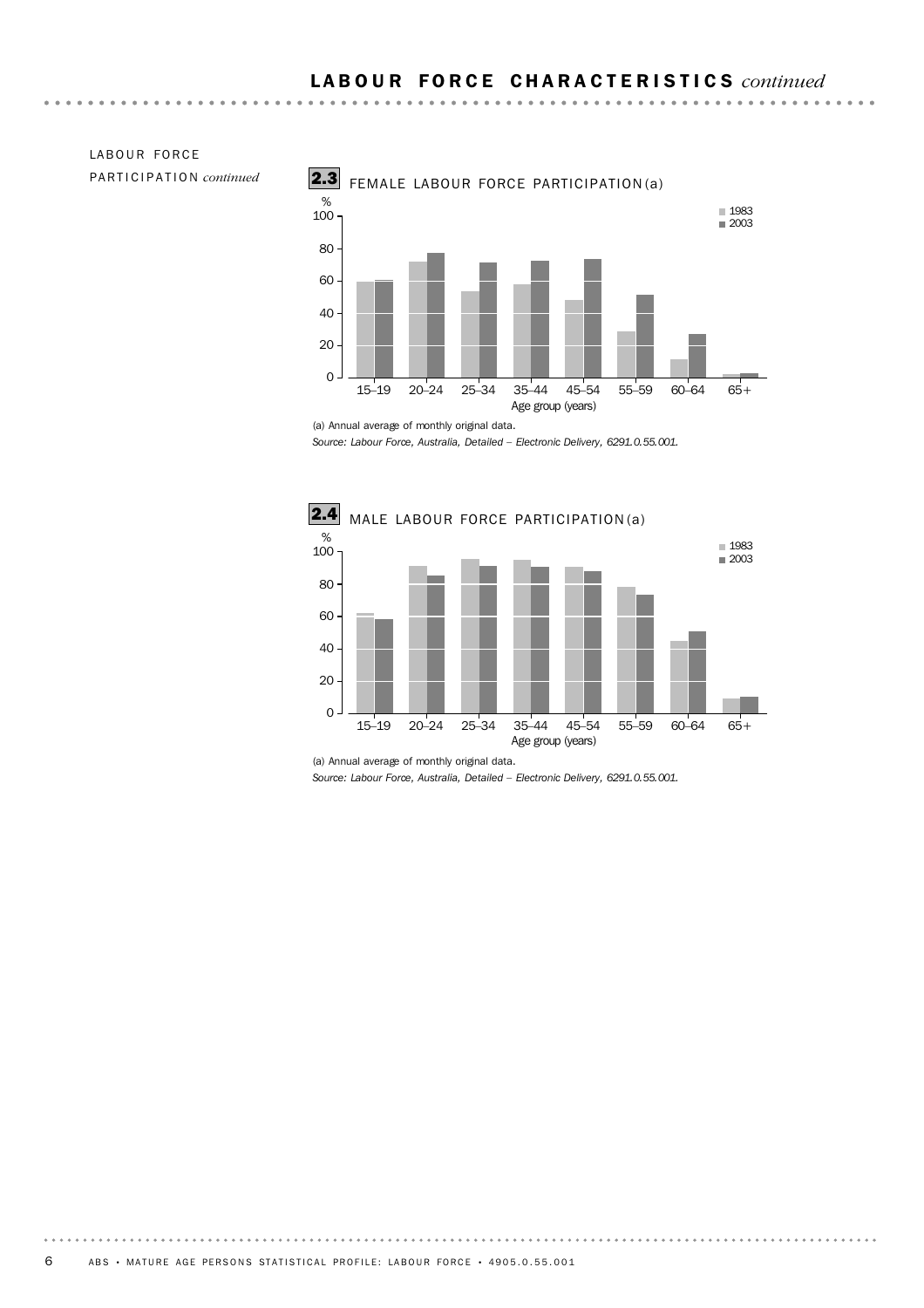## LABOUR FORCE CHARACTERISTICS *continued*

LABOUR FORCE PARTICIPATION *continued*

**2.3** FEMALE LABOUR FORCE PARTICIPATION (a)

%

1983
2003

Age group (years): 15–19, 20–24, 25–34, 35–44, 45–54, 55–59, 60–64, 65+

(a) Annual average of monthly original data.

*Source: Labour Force, Australia, Detailed – Electronic Delivery, 6291.0.55.001.*

**2.4** MALE LABOUR FORCE PARTICIPATION (a)

%

1983
2003

Age group (years): 15–19, 20–24, 25–34, 35–44, 45–54, 55–59, 60–64, 65+

(a) Annual average of monthly original data.

*Source: Labour Force, Australia, Detailed – Electronic Delivery, 6291.0.55.001.*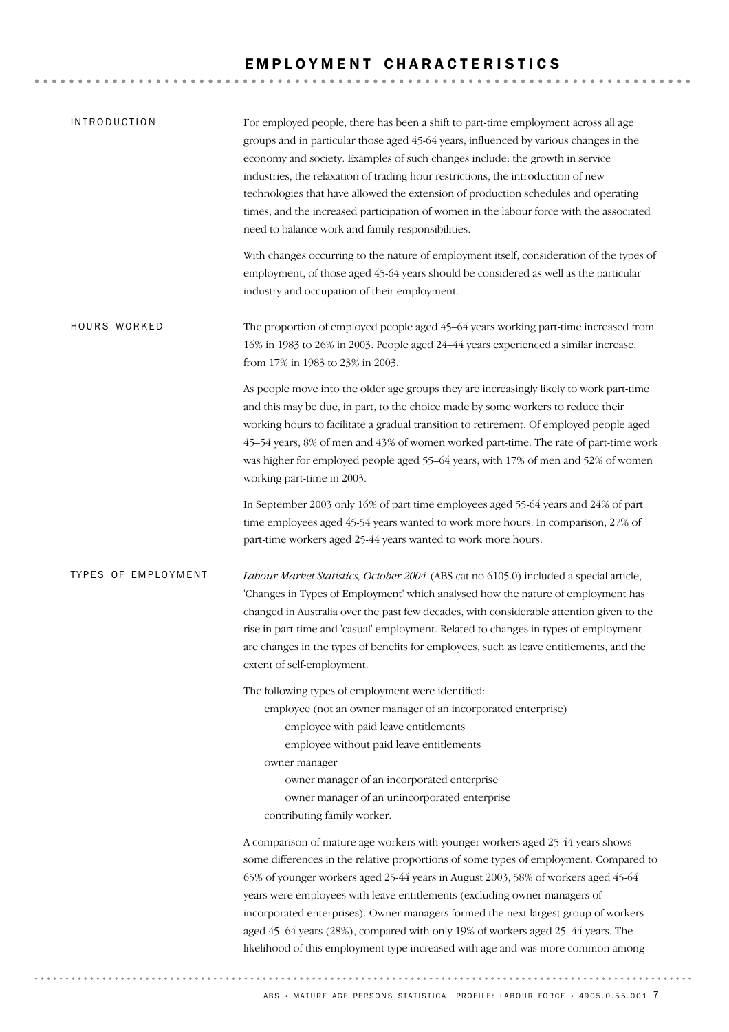# EMPLOYMENT CHARACTERISTICS

## INTRODUCTION

For employed people, there has been a shift to part-time employment across all age groups and in particular those aged 45-64 years, influenced by various changes in the economy and society. Examples of such changes include: the growth in service industries, the relaxation of trading hour restrictions, the introduction of new technologies that have allowed the extension of production schedules and operating times, and the increased participation of women in the labour force with the associated need to balance work and family responsibilities.

With changes occurring to the nature of employment itself, consideration of the types of employment, of those aged 45-64 years should be considered as well as the particular industry and occupation of their employment.

## HOURS WORKED

The proportion of employed people aged 45–64 years working part-time increased from 16% in 1983 to 26% in 2003. People aged 24–44 years experienced a similar increase, from 17% in 1983 to 23% in 2003.

As people move into the older age groups they are increasingly likely to work part-time and this may be due, in part, to the choice made by some workers to reduce their working hours to facilitate a gradual transition to retirement. Of employed people aged 45–54 years, 8% of men and 43% of women worked part-time. The rate of part-time work was higher for employed people aged 55–64 years, with 17% of men and 52% of women working part-time in 2003.

In September 2003 only 16% of part time employees aged 55-64 years and 24% of part time employees aged 45-54 years wanted to work more hours. In comparison, 27% of part-time workers aged 25-44 years wanted to work more hours.

## TYPES OF EMPLOYMENT

*Labour Market Statistics, October 2004* (ABS cat no 6105.0) included a special article, 'Changes in Types of Employment' which analysed how the nature of employment has changed in Australia over the past few decades, with considerable attention given to the rise in part-time and 'casual' employment. Related to changes in types of employment are changes in the types of benefits for employees, such as leave entitlements, and the extent of self-employment.

The following types of employment were identified:

- employee (not an owner manager of an incorporated enterprise)
  - employee with paid leave entitlements
  - employee without paid leave entitlements
- owner manager
  - owner manager of an incorporated enterprise
  - owner manager of an unincorporated enterprise
- contributing family worker.

A comparison of mature age workers with younger workers aged 25-44 years shows some differences in the relative proportions of some types of employment. Compared to 65% of younger workers aged 25-44 years in August 2003, 58% of workers aged 45-64 years were employees with leave entitlements (excluding owner managers of incorporated enterprises). Owner managers formed the next largest group of workers aged 45–64 years (28%), compared with only 19% of workers aged 25–44 years. The likelihood of this employment type increased with age and was more common among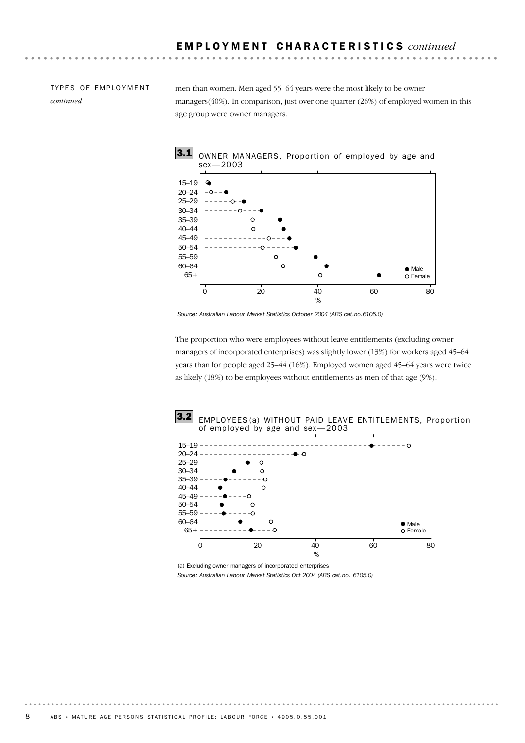## EMPLOYMENT CHARACTERISTICS *continued*

TYPES OF EMPLOYMENT *continued*

men than women. Men aged 55–64 years were the most likely to be owner managers(40%). In comparison, just over one-quarter (26%) of employed women in this age group were owner managers.

**3.1** OWNER MANAGERS, Proportion of employed by age and sex—2003

*Source: Australian Labour Market Statistics October 2004 (ABS cat.no.6105.0)*

The proportion who were employees without leave entitlements (excluding owner managers of incorporated enterprises) was slightly lower (13%) for workers aged 45–64 years than for people aged 25–44 (16%). Employed women aged 45–64 years were twice as likely (18%) to be employees without entitlements as men of that age (9%).

**3.2** EMPLOYEES(a) WITHOUT PAID LEAVE ENTITLEMENTS, Proportion of employed by age and sex—2003

(a) Excluding owner managers of incorporated enterprises

*Source: Australian Labour Market Statistics Oct 2004 (ABS cat.no. 6105.0)*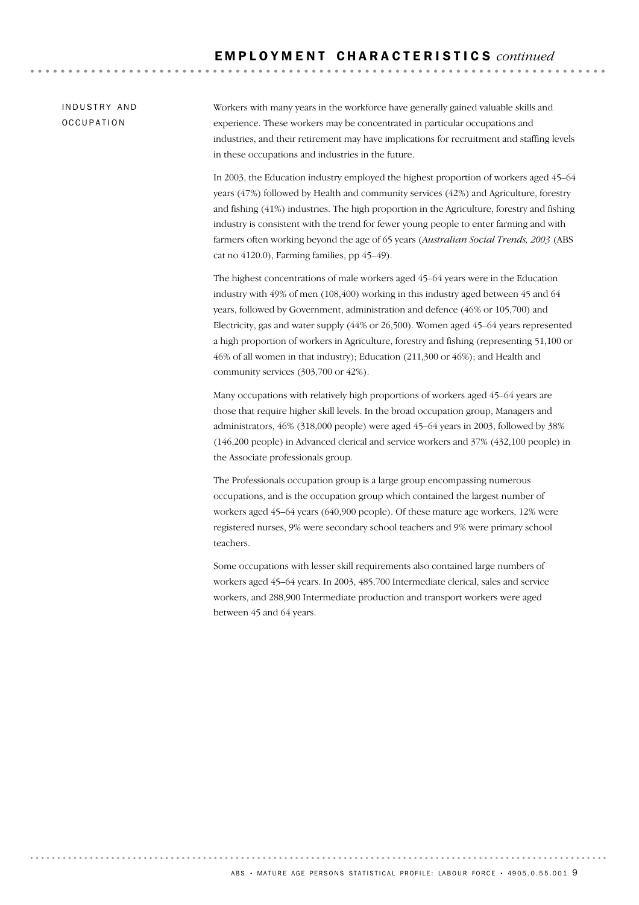## INDUSTRY AND OCCUPATION

Workers with many years in the workforce have generally gained valuable skills and experience. These workers may be concentrated in particular occupations and industries, and their retirement may have implications for recruitment and staffing levels in these occupations and industries in the future.

In 2003, the Education industry employed the highest proportion of workers aged 45–64 years (47%) followed by Health and community services (42%) and Agriculture, forestry and fishing (41%) industries. The high proportion in the Agriculture, forestry and fishing industry is consistent with the trend for fewer young people to enter farming and with farmers often working beyond the age of 65 years (*Australian Social Trends, 2003* (ABS cat no 4120.0), Farming families, pp 45–49).

The highest concentrations of male workers aged 45–64 years were in the Education industry with 49% of men (108,400) working in this industry aged between 45 and 64 years, followed by Government, administration and defence (46% or 105,700) and Electricity, gas and water supply (44% or 26,500). Women aged 45–64 years represented a high proportion of workers in Agriculture, forestry and fishing (representing 51,100 or 46% of all women in that industry); Education (211,300 or 46%); and Health and community services (303,700 or 42%).

Many occupations with relatively high proportions of workers aged 45–64 years are those that require higher skill levels. In the broad occupation group, Managers and administrators, 46% (318,000 people) were aged 45–64 years in 2003, followed by 38% (146,200 people) in Advanced clerical and service workers and 37% (432,100 people) in the Associate professionals group.

The Professionals occupation group is a large group encompassing numerous occupations, and is the occupation group which contained the largest number of workers aged 45–64 years (640,900 people). Of these mature age workers, 12% were registered nurses, 9% were secondary school teachers and 9% were primary school teachers.

Some occupations with lesser skill requirements also contained large numbers of workers aged 45–64 years. In 2003, 485,700 Intermediate clerical, sales and service workers, and 288,900 Intermediate production and transport workers were aged between 45 and 64 years.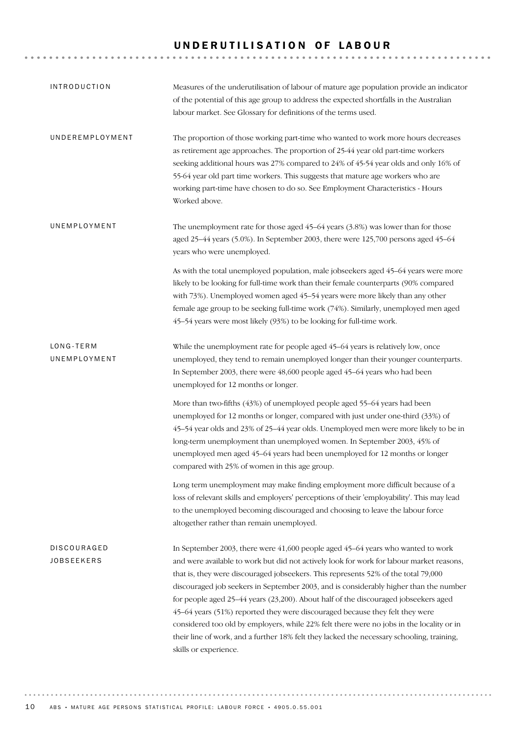# UNDERUTILISATION OF LABOUR

## INTRODUCTION

Measures of the underutilisation of labour of mature age population provide an indicator of the potential of this age group to address the expected shortfalls in the Australian labour market. See Glossary for definitions of the terms used.

## UNDEREMPLOYMENT

The proportion of those working part-time who wanted to work more hours decreases as retirement age approaches. The proportion of 25-44 year old part-time workers seeking additional hours was 27% compared to 24% of 45-54 year olds and only 16% of 55-64 year old part time workers. This suggests that mature age workers who are working part-time have chosen to do so. See Employment Characteristics - Hours Worked above.

## UNEMPLOYMENT

The unemployment rate for those aged 45–64 years (3.8%) was lower than for those aged 25–44 years (5.0%). In September 2003, there were 125,700 persons aged 45–64 years who were unemployed.

As with the total unemployed population, male jobseekers aged 45–64 years were more likely to be looking for full-time work than their female counterparts (90% compared with 73%). Unemployed women aged 45–54 years were more likely than any other female age group to be seeking full-time work (74%). Similarly, unemployed men aged 45–54 years were most likely (93%) to be looking for full-time work.

## LONG-TERM UNEMPLOYMENT

While the unemployment rate for people aged 45–64 years is relatively low, once unemployed, they tend to remain unemployed longer than their younger counterparts. In September 2003, there were 48,600 people aged 45–64 years who had been unemployed for 12 months or longer.

More than two-fifths (43%) of unemployed people aged 55–64 years had been unemployed for 12 months or longer, compared with just under one-third (33%) of 45–54 year olds and 23% of 25–44 year olds. Unemployed men were more likely to be in long-term unemployment than unemployed women. In September 2003, 45% of unemployed men aged 45–64 years had been unemployed for 12 months or longer compared with 25% of women in this age group.

Long term unemployment may make finding employment more difficult because of a loss of relevant skills and employers' perceptions of their 'employability'. This may lead to the unemployed becoming discouraged and choosing to leave the labour force altogether rather than remain unemployed.

## DISCOURAGED JOBSEEKERS

In September 2003, there were 41,600 people aged 45–64 years who wanted to work and were available to work but did not actively look for work for labour market reasons, that is, they were discouraged jobseekers. This represents 52% of the total 79,000 discouraged job seekers in September 2003, and is considerably higher than the number for people aged 25–44 years (23,200). About half of the discouraged jobseekers aged 45–64 years (51%) reported they were discouraged because they felt they were considered too old by employers, while 22% felt there were no jobs in the locality or in their line of work, and a further 18% felt they lacked the necessary schooling, training, skills or experience.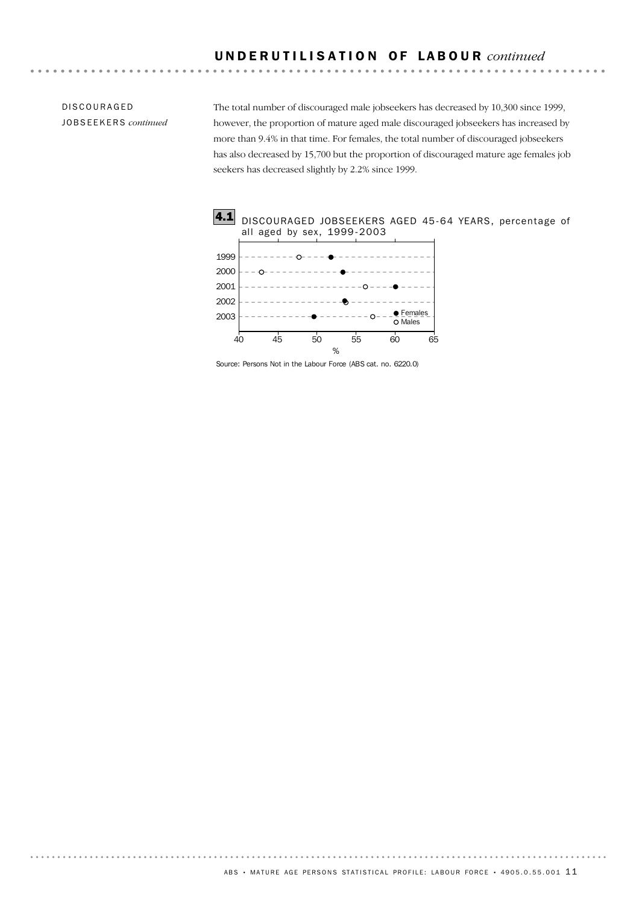## UNDERUTILISATION OF LABOUR *continued*

### DISCOURAGED JOBSEEKERS *continued*

The total number of discouraged male jobseekers has decreased by 10,300 since 1999, however, the proportion of mature aged male discouraged jobseekers has increased by more than 9.4% in that time. For females, the total number of discouraged jobseekers has also decreased by 15,700 but the proportion of discouraged mature age females job seekers has decreased slightly by 2.2% since 1999.

**4.1** DISCOURAGED JOBSEEKERS AGED 45-64 YEARS, percentage of all aged by sex, 1999-2003

Source: Persons Not in the Labour Force (ABS cat. no. 6220.0)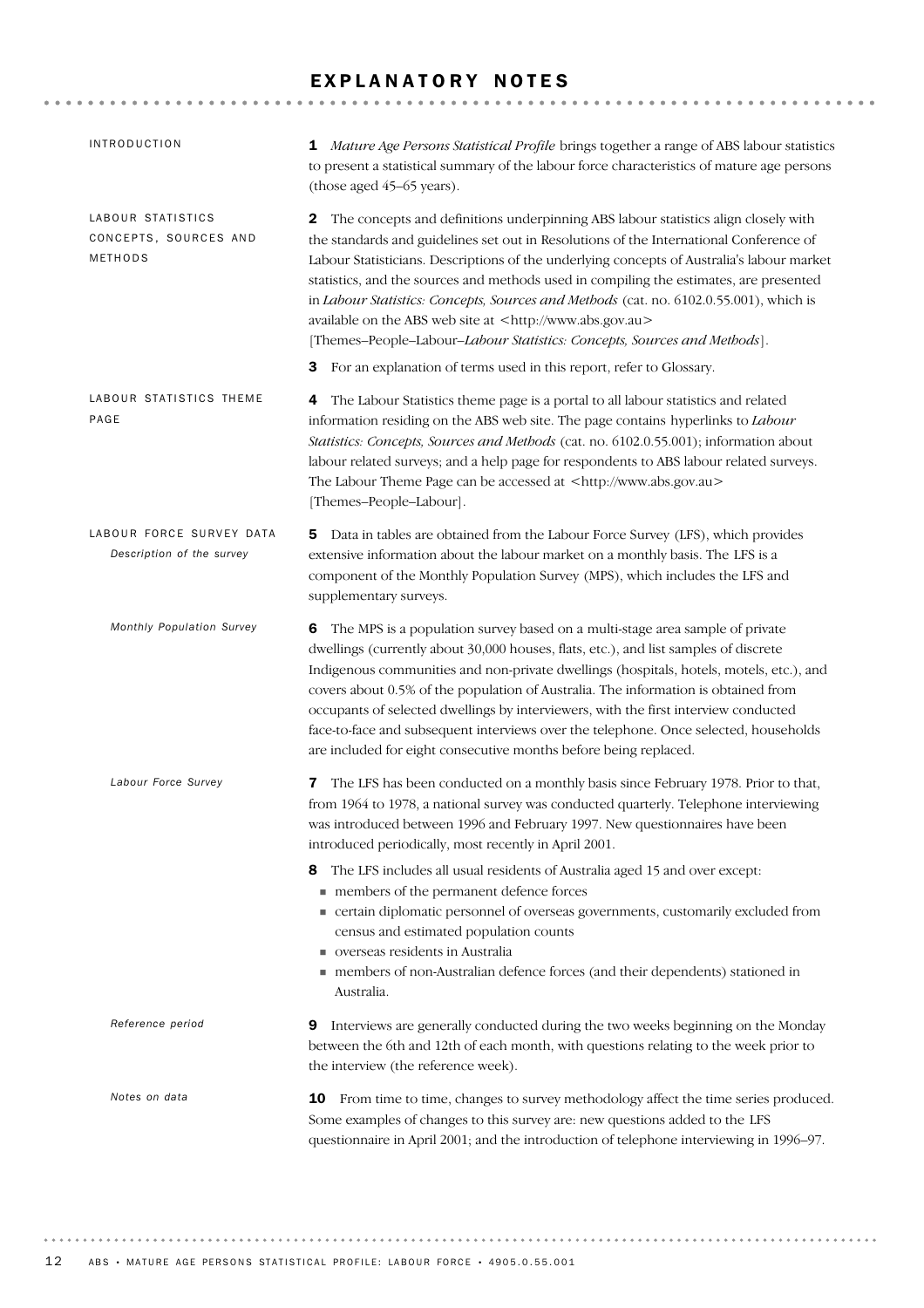# EXPLANATORY NOTES

## INTRODUCTION

**1** *Mature Age Persons Statistical Profile* brings together a range of ABS labour statistics to present a statistical summary of the labour force characteristics of mature age persons (those aged 45–65 years).

## LABOUR STATISTICS CONCEPTS, SOURCES AND METHODS

**2** The concepts and definitions underpinning ABS labour statistics align closely with the standards and guidelines set out in Resolutions of the International Conference of Labour Statisticians. Descriptions of the underlying concepts of Australia's labour market statistics, and the sources and methods used in compiling the estimates, are presented in *Labour Statistics: Concepts, Sources and Methods* (cat. no. 6102.0.55.001), which is available on the ABS web site at <http://www.abs.gov.au> [Themes–People–Labour–*Labour Statistics: Concepts, Sources and Methods*].

**3** For an explanation of terms used in this report, refer to Glossary.

## LABOUR STATISTICS THEME PAGE

**4** The Labour Statistics theme page is a portal to all labour statistics and related information residing on the ABS web site. The page contains hyperlinks to *Labour Statistics: Concepts, Sources and Methods* (cat. no. 6102.0.55.001); information about labour related surveys; and a help page for respondents to ABS labour related surveys. The Labour Theme Page can be accessed at <http://www.abs.gov.au> [Themes–People–Labour].

## LABOUR FORCE SURVEY DATA

### *Description of the survey*

**5** Data in tables are obtained from the Labour Force Survey (LFS), which provides extensive information about the labour market on a monthly basis. The LFS is a component of the Monthly Population Survey (MPS), which includes the LFS and supplementary surveys.

### *Monthly Population Survey*

**6** The MPS is a population survey based on a multi-stage area sample of private dwellings (currently about 30,000 houses, flats, etc.), and list samples of discrete Indigenous communities and non-private dwellings (hospitals, hotels, motels, etc.), and covers about 0.5% of the population of Australia. The information is obtained from occupants of selected dwellings by interviewers, with the first interview conducted face-to-face and subsequent interviews over the telephone. Once selected, households are included for eight consecutive months before being replaced.

### *Labour Force Survey*

**7** The LFS has been conducted on a monthly basis since February 1978. Prior to that, from 1964 to 1978, a national survey was conducted quarterly. Telephone interviewing was introduced between 1996 and February 1997. New questionnaires have been introduced periodically, most recently in April 2001.

**8** The LFS includes all usual residents of Australia aged 15 and over except:

- members of the permanent defence forces
- certain diplomatic personnel of overseas governments, customarily excluded from census and estimated population counts
- overseas residents in Australia
- members of non-Australian defence forces (and their dependents) stationed in Australia.

### *Reference period*

**9** Interviews are generally conducted during the two weeks beginning on the Monday between the 6th and 12th of each month, with questions relating to the week prior to the interview (the reference week).

### *Notes on data*

**10** From time to time, changes to survey methodology affect the time series produced. Some examples of changes to this survey are: new questions added to the LFS questionnaire in April 2001; and the introduction of telephone interviewing in 1996–97.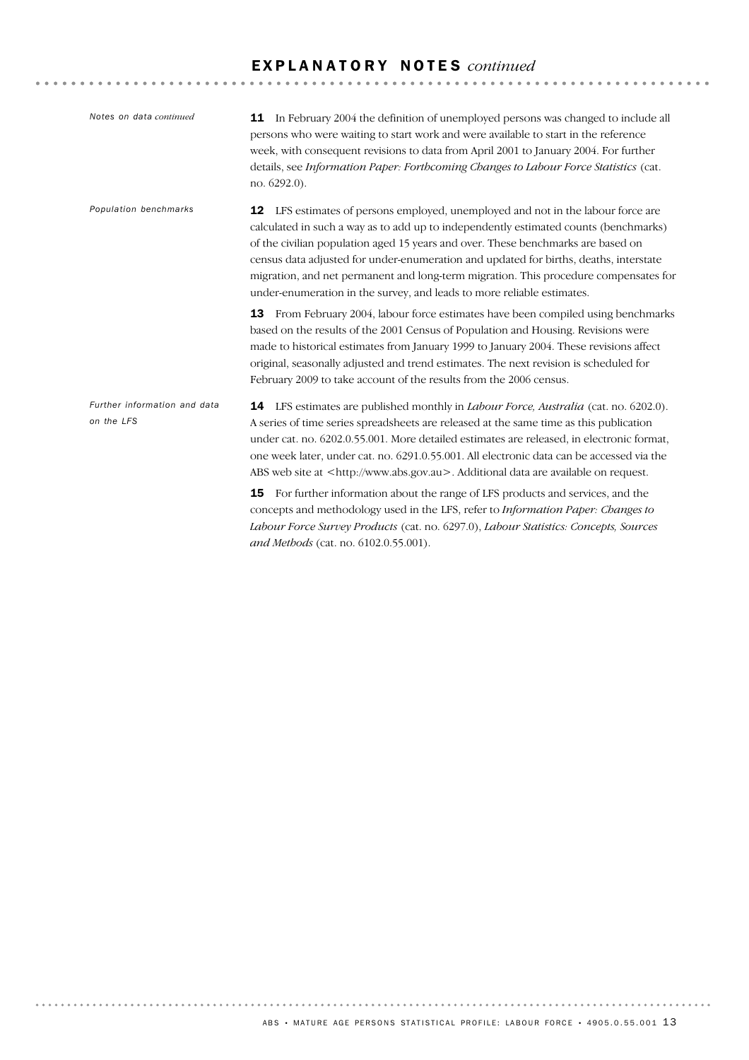# EXPLANATORY NOTES *continued*

*Notes on data continued*

**11** In February 2004 the definition of unemployed persons was changed to include all persons who were waiting to start work and were available to start in the reference week, with consequent revisions to data from April 2001 to January 2004. For further details, see *Information Paper: Forthcoming Changes to Labour Force Statistics* (cat. no. 6292.0).

*Population benchmarks*

**12** LFS estimates of persons employed, unemployed and not in the labour force are calculated in such a way as to add up to independently estimated counts (benchmarks) of the civilian population aged 15 years and over. These benchmarks are based on census data adjusted for under-enumeration and updated for births, deaths, interstate migration, and net permanent and long-term migration. This procedure compensates for under-enumeration in the survey, and leads to more reliable estimates.

**13** From February 2004, labour force estimates have been compiled using benchmarks based on the results of the 2001 Census of Population and Housing. Revisions were made to historical estimates from January 1999 to January 2004. These revisions affect original, seasonally adjusted and trend estimates. The next revision is scheduled for February 2009 to take account of the results from the 2006 census.

*Further information and data on the LFS*

**14** LFS estimates are published monthly in *Labour Force, Australia* (cat. no. 6202.0). A series of time series spreadsheets are released at the same time as this publication under cat. no. 6202.0.55.001. More detailed estimates are released, in electronic format, one week later, under cat. no. 6291.0.55.001. All electronic data can be accessed via the ABS web site at <http://www.abs.gov.au>. Additional data are available on request.

**15** For further information about the range of LFS products and services, and the concepts and methodology used in the LFS, refer to *Information Paper: Changes to Labour Force Survey Products* (cat. no. 6297.0), *Labour Statistics: Concepts, Sources and Methods* (cat. no. 6102.0.55.001).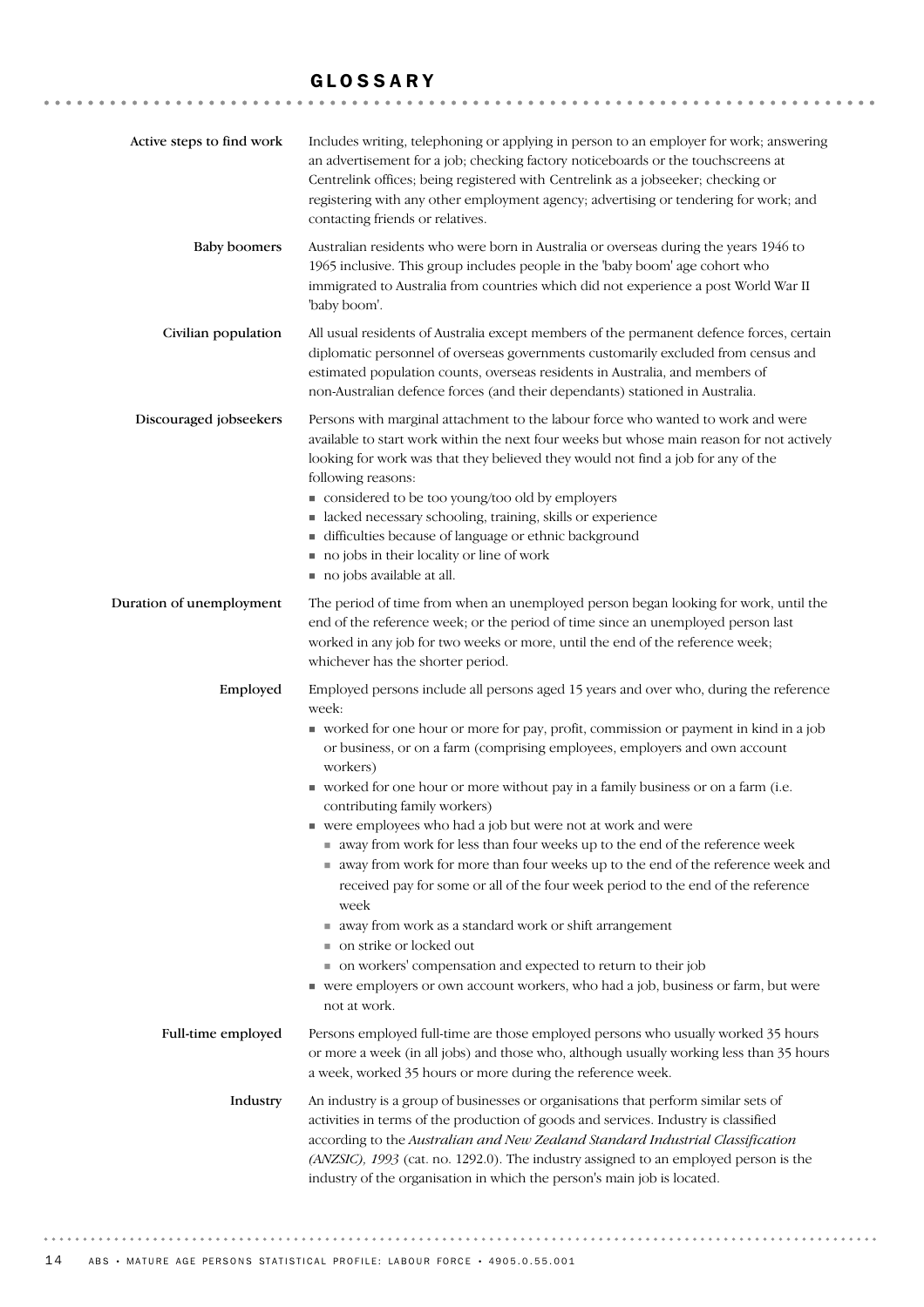# GLOSSARY

**Active steps to find work**

Includes writing, telephoning or applying in person to an employer for work; answering an advertisement for a job; checking factory noticeboards or the touchscreens at Centrelink offices; being registered with Centrelink as a jobseeker; checking or registering with any other employment agency; advertising or tendering for work; and contacting friends or relatives.

**Baby boomers**

Australian residents who were born in Australia or overseas during the years 1946 to 1965 inclusive. This group includes people in the 'baby boom' age cohort who immigrated to Australia from countries which did not experience a post World War II 'baby boom'.

**Civilian population**

All usual residents of Australia except members of the permanent defence forces, certain diplomatic personnel of overseas governments customarily excluded from census and estimated population counts, overseas residents in Australia, and members of non-Australian defence forces (and their dependants) stationed in Australia.

**Discouraged jobseekers**

Persons with marginal attachment to the labour force who wanted to work and were available to start work within the next four weeks but whose main reason for not actively looking for work was that they believed they would not find a job for any of the following reasons:

- considered to be too young/too old by employers
- lacked necessary schooling, training, skills or experience
- difficulties because of language or ethnic background
- no jobs in their locality or line of work
- no jobs available at all.

**Duration of unemployment**

The period of time from when an unemployed person began looking for work, until the end of the reference week; or the period of time since an unemployed person last worked in any job for two weeks or more, until the end of the reference week; whichever has the shorter period.

**Employed**

Employed persons include all persons aged 15 years and over who, during the reference week:

- worked for one hour or more for pay, profit, commission or payment in kind in a job or business, or on a farm (comprising employees, employers and own account workers)
- worked for one hour or more without pay in a family business or on a farm (i.e. contributing family workers)
- were employees who had a job but were not at work and were
  - away from work for less than four weeks up to the end of the reference week
  - away from work for more than four weeks up to the end of the reference week and received pay for some or all of the four week period to the end of the reference week
  - away from work as a standard work or shift arrangement
  - on strike or locked out
  - on workers' compensation and expected to return to their job
- were employers or own account workers, who had a job, business or farm, but were not at work.

**Full-time employed**

Persons employed full-time are those employed persons who usually worked 35 hours or more a week (in all jobs) and those who, although usually working less than 35 hours a week, worked 35 hours or more during the reference week.

**Industry**

An industry is a group of businesses or organisations that perform similar sets of activities in terms of the production of goods and services. Industry is classified according to the *Australian and New Zealand Standard Industrial Classification (ANZSIC), 1993* (cat. no. 1292.0). The industry assigned to an employed person is the industry of the organisation in which the person's main job is located.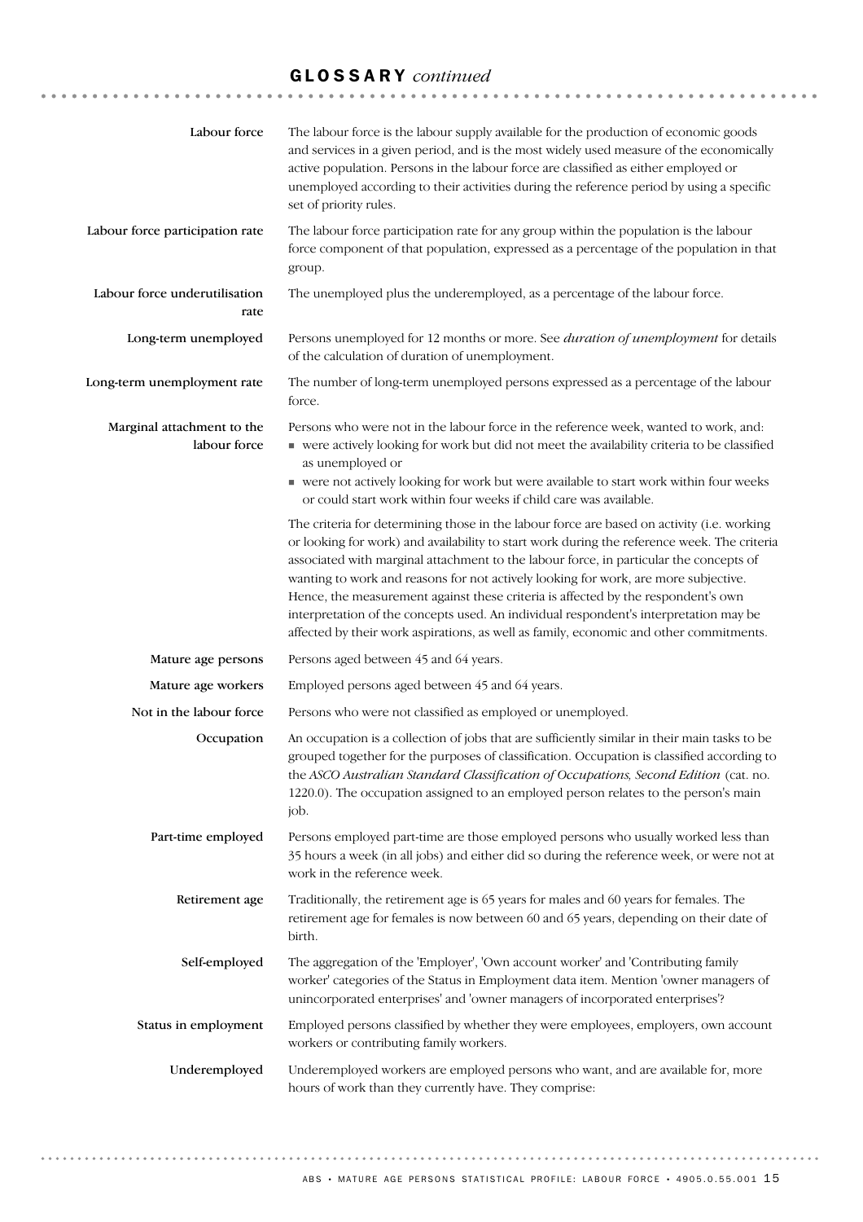## GLOSSARY *continued*

**Labour force**

The labour force is the labour supply available for the production of economic goods and services in a given period, and is the most widely used measure of the economically active population. Persons in the labour force are classified as either employed or unemployed according to their activities during the reference period by using a specific set of priority rules.

**Labour force participation rate**

The labour force participation rate for any group within the population is the labour force component of that population, expressed as a percentage of the population in that group.

**Labour force underutilisation rate**

The unemployed plus the underemployed, as a percentage of the labour force.

**Long-term unemployed**

Persons unemployed for 12 months or more. See *duration of unemployment* for details of the calculation of duration of unemployment.

**Long-term unemployment rate**

The number of long-term unemployed persons expressed as a percentage of the labour force.

**Marginal attachment to the labour force**

Persons who were not in the labour force in the reference week, wanted to work, and:

- were actively looking for work but did not meet the availability criteria to be classified as unemployed or
- were not actively looking for work but were available to start work within four weeks or could start work within four weeks if child care was available.

The criteria for determining those in the labour force are based on activity (i.e. working or looking for work) and availability to start work during the reference week. The criteria associated with marginal attachment to the labour force, in particular the concepts of wanting to work and reasons for not actively looking for work, are more subjective. Hence, the measurement against these criteria is affected by the respondent's own interpretation of the concepts used. An individual respondent's interpretation may be affected by their work aspirations, as well as family, economic and other commitments.

**Mature age persons**

Persons aged between 45 and 64 years.

**Mature age workers**

Employed persons aged between 45 and 64 years.

**Not in the labour force**

Persons who were not classified as employed or unemployed.

**Occupation**

An occupation is a collection of jobs that are sufficiently similar in their main tasks to be grouped together for the purposes of classification. Occupation is classified according to the *ASCO Australian Standard Classification of Occupations, Second Edition* (cat. no. 1220.0). The occupation assigned to an employed person relates to the person's main job.

**Part-time employed**

Persons employed part-time are those employed persons who usually worked less than 35 hours a week (in all jobs) and either did so during the reference week, or were not at work in the reference week.

**Retirement age**

Traditionally, the retirement age is 65 years for males and 60 years for females. The retirement age for females is now between 60 and 65 years, depending on their date of birth.

**Self-employed**

The aggregation of the 'Employer', 'Own account worker' and 'Contributing family worker' categories of the Status in Employment data item. Mention 'owner managers of unincorporated enterprises' and 'owner managers of incorporated enterprises'?

**Status in employment**

Employed persons classified by whether they were employees, employers, own account workers or contributing family workers.

**Underemployed**

Underemployed workers are employed persons who want, and are available for, more hours of work than they currently have. They comprise: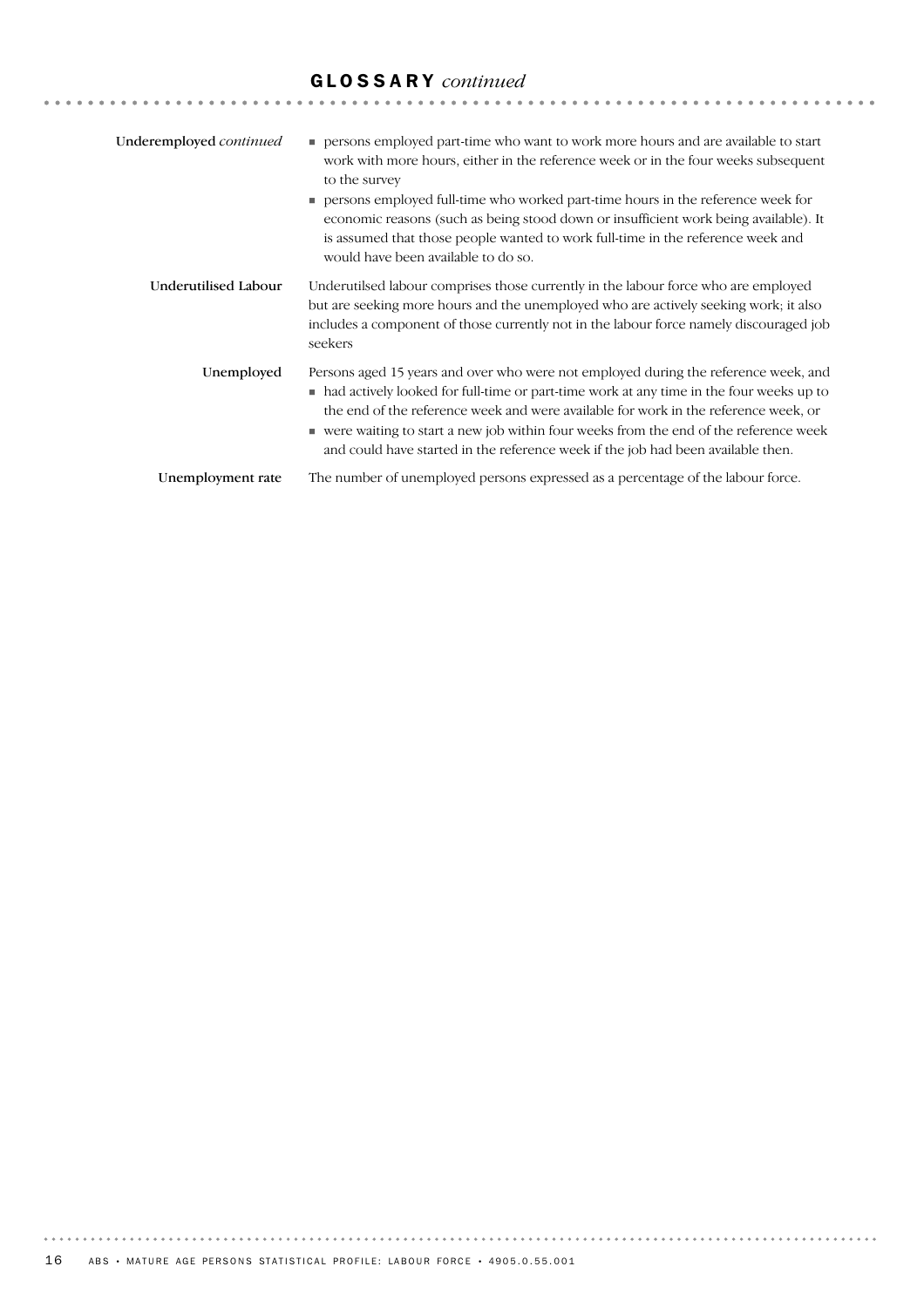## GLOSSARY *continued*

**Underemployed** *continued*

- persons employed part-time who want to work more hours and are available to start work with more hours, either in the reference week or in the four weeks subsequent to the survey
- persons employed full-time who worked part-time hours in the reference week for economic reasons (such as being stood down or insufficient work being available). It is assumed that those people wanted to work full-time in the reference week and would have been available to do so.

**Underutilised Labour**

Underutilsed labour comprises those currently in the labour force who are employed but are seeking more hours and the unemployed who are actively seeking work; it also includes a component of those currently not in the labour force namely discouraged job seekers

**Unemployed**

Persons aged 15 years and over who were not employed during the reference week, and

- had actively looked for full-time or part-time work at any time in the four weeks up to the end of the reference week and were available for work in the reference week, or
- were waiting to start a new job within four weeks from the end of the reference week and could have started in the reference week if the job had been available then.

**Unemployment rate**

The number of unemployed persons expressed as a percentage of the labour force.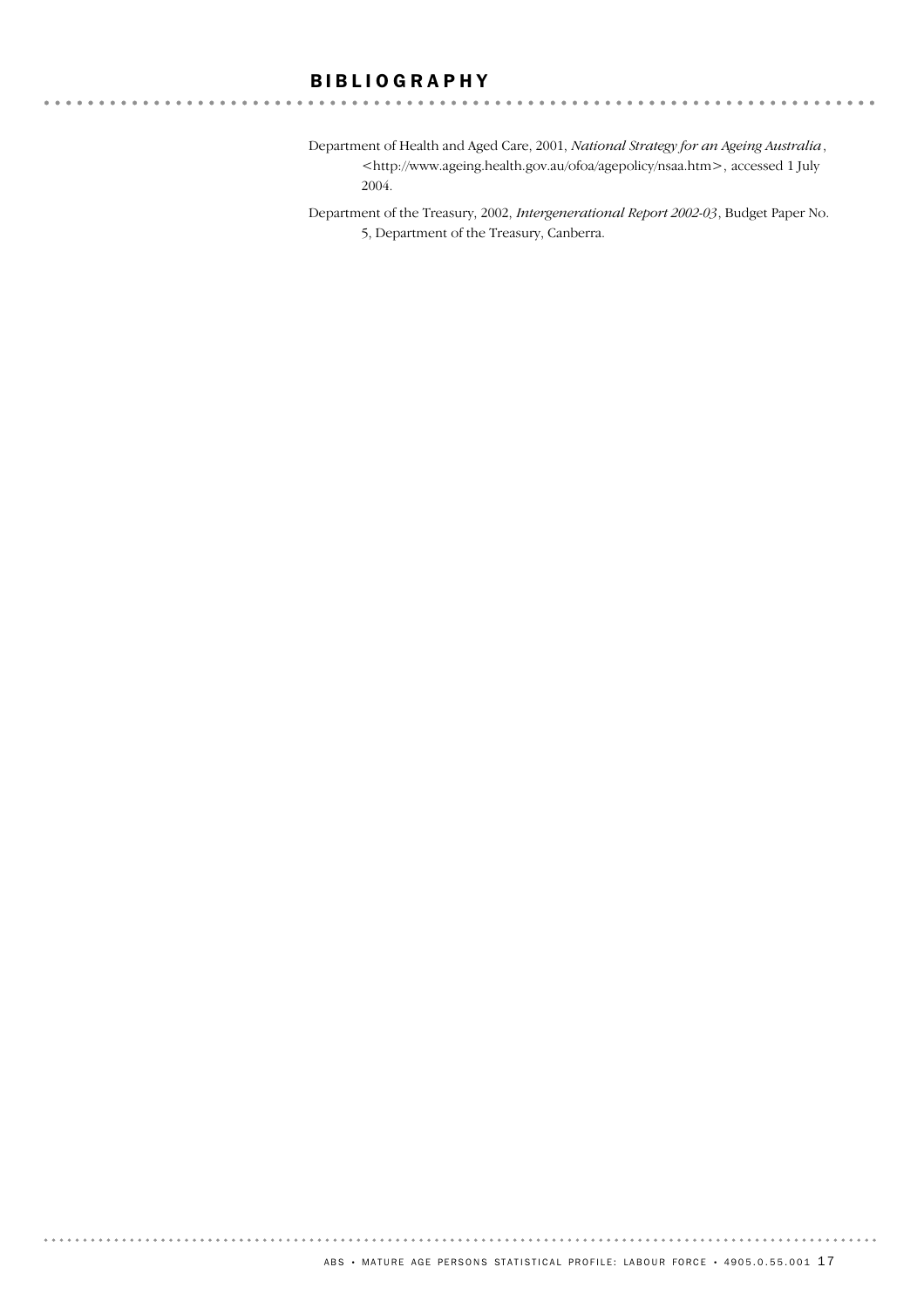## BIBLIOGRAPHY

Department of Health and Aged Care, 2001, *National Strategy for an Ageing Australia*, <http://www.ageing.health.gov.au/ofoa/agepolicy/nsaa.htm>, accessed 1 July 2004.

Department of the Treasury, 2002, *Intergenerational Report 2002-03*, Budget Paper No. 5, Department of the Treasury, Canberra.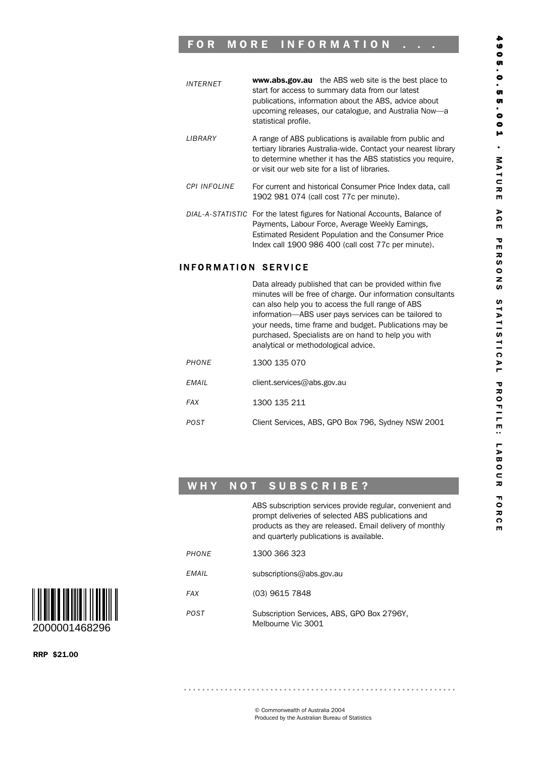## FOR MORE INFORMATION . . .

*INTERNET* **www.abs.gov.au** the ABS web site is the best place to start for access to summary data from our latest publications, information about the ABS, advice about upcoming releases, our catalogue, and Australia Now—a statistical profile.

*LIBRARY* A range of ABS publications is available from public and tertiary libraries Australia-wide. Contact your nearest library to determine whether it has the ABS statistics you require, or visit our web site for a list of libraries.

*CPI INFOLINE* For current and historical Consumer Price Index data, call 1902 981 074 (call cost 77c per minute).

*DIAL-A-STATISTIC* For the latest figures for National Accounts, Balance of Payments, Labour Force, Average Weekly Earnings, Estimated Resident Population and the Consumer Price Index call 1900 986 400 (call cost 77c per minute).

### INFORMATION SERVICE

Data already published that can be provided within five minutes will be free of charge. Our information consultants can also help you to access the full range of ABS information—ABS user pays services can be tailored to your needs, time frame and budget. Publications may be purchased. Specialists are on hand to help you with analytical or methodological advice.

*PHONE* 1300 135 070

*EMAIL* client.services@abs.gov.au

*FAX* 1300 135 211

*POST* Client Services, ABS, GPO Box 796, Sydney NSW 2001

## WHY NOT SUBSCRIBE?

ABS subscription services provide regular, convenient and prompt deliveries of selected ABS publications and products as they are released. Email delivery of monthly and quarterly publications is available.

*PHONE* 1300 366 323

*EMAIL* subscriptions@abs.gov.au

*FAX* (03) 9615 7848

*POST* Subscription Services, ABS, GPO Box 2796Y, Melbourne Vic 3001

2000001468296

**RRP $21.00**

© Commonwealth of Australia 2004
Produced by the Australian Bureau of Statistics